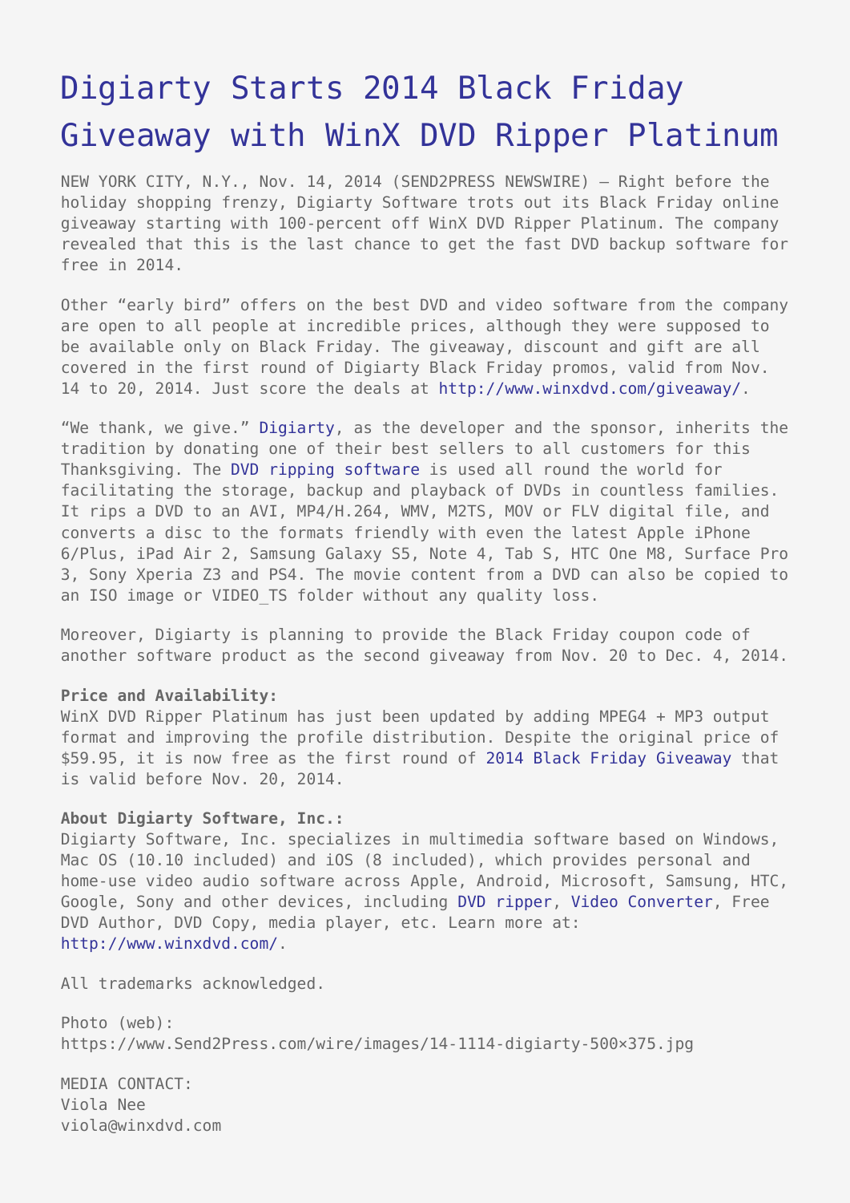# Digiarty Starts 2014 Black Friday Giveaway with WinX DVD Ripper Platinum

NEW YORK CITY, N.Y., Nov. 14, 2014 (SEND2PRESS NEWSWIRE) — Right before the holiday shopping frenzy, Digiarty Software trots out its Black Friday online giveaway starting with 100-percent off WinX DVD Ripper Platinum. The company revealed that this is the last chance to get the fast DVD backup software for free in 2014.

Other "early bird" offers on the best DVD and video software from the company are open to all people at incredible prices, although they were supposed to be available only on Black Friday. The giveaway, discount and gift are all covered in the first round of Digiarty Black Friday promos, valid from Nov. 14 to 20, 2014. Just score the deals at http://www.winxdvd.com/giveaway/.

"We thank, we give." Digiarty, as the developer and the sponsor, inherits the tradition by donating one of their best sellers to all customers for this Thanksgiving. The DVD ripping software is used all round the world for facilitating the storage, backup and playback of DVDs in countless families. It rips a DVD to an AVI, MP4/H.264, WMV, M2TS, MOV or FLV digital file, and converts a disc to the formats friendly with even the latest Apple iPhone 6/Plus, iPad Air 2, Samsung Galaxy S5, Note 4, Tab S, HTC One M8, Surface Pro 3, Sony Xperia Z3 and PS4. The movie content from a DVD can also be copied to an ISO image or VIDEO_TS folder without any quality loss.

Moreover, Digiarty is planning to provide the Black Friday coupon code of another software product as the second giveaway from Nov. 20 to Dec. 4, 2014.

**Price and Availability:**
WinX DVD Ripper Platinum has just been updated by adding MPEG4 + MP3 output format and improving the profile distribution. Despite the original price of $59.95, it is now free as the first round of 2014 Black Friday Giveaway that is valid before Nov. 20, 2014.

**About Digiarty Software, Inc.:**
Digiarty Software, Inc. specializes in multimedia software based on Windows, Mac OS (10.10 included) and iOS (8 included), which provides personal and home-use video audio software across Apple, Android, Microsoft, Samsung, HTC, Google, Sony and other devices, including DVD ripper, Video Converter, Free DVD Author, DVD Copy, media player, etc. Learn more at: http://www.winxdvd.com/.

All trademarks acknowledged.

Photo (web):
https://www.Send2Press.com/wire/images/14-1114-digiarty-500×375.jpg

MEDIA CONTACT:
Viola Nee
viola@winxdvd.com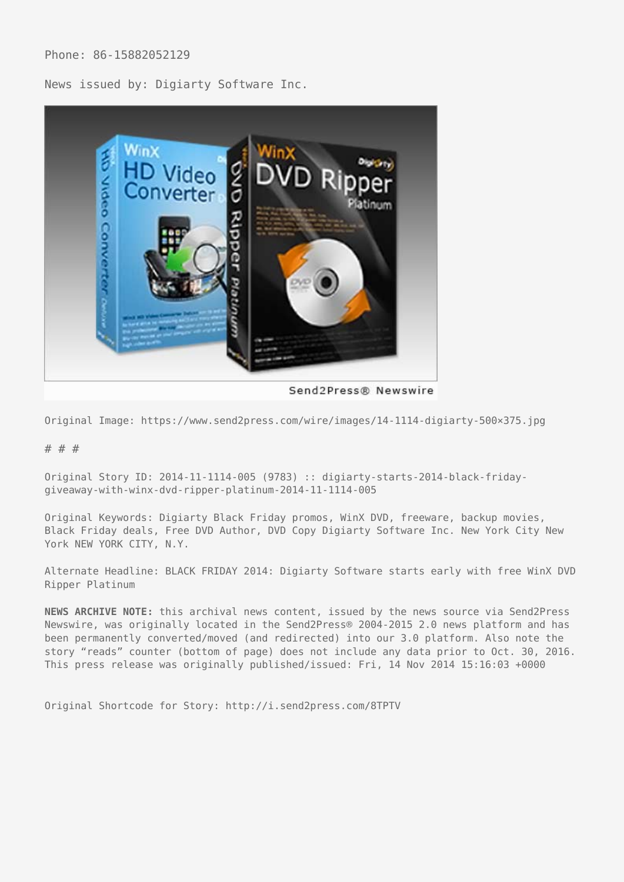Phone: 86-15882052129

News issued by: Digiarty Software Inc.

Send2Press® Newswire

Original Image: https://www.send2press.com/wire/images/14-1114-digiarty-500×375.jpg

# # #

Original Story ID: 2014-11-1114-005 (9783) :: digiarty-starts-2014-black-friday-giveaway-with-winx-dvd-ripper-platinum-2014-11-1114-005

Original Keywords: Digiarty Black Friday promos, WinX DVD, freeware, backup movies, Black Friday deals, Free DVD Author, DVD Copy Digiarty Software Inc. New York City New York NEW YORK CITY, N.Y.

Alternate Headline: BLACK FRIDAY 2014: Digiarty Software starts early with free WinX DVD Ripper Platinum

**NEWS ARCHIVE NOTE:** this archival news content, issued by the news source via Send2Press Newswire, was originally located in the Send2Press® 2004-2015 2.0 news platform and has been permanently converted/moved (and redirected) into our 3.0 platform. Also note the story "reads" counter (bottom of page) does not include any data prior to Oct. 30, 2016. This press release was originally published/issued: Fri, 14 Nov 2014 15:16:03 +0000

Original Shortcode for Story: http://i.send2press.com/8TPTV